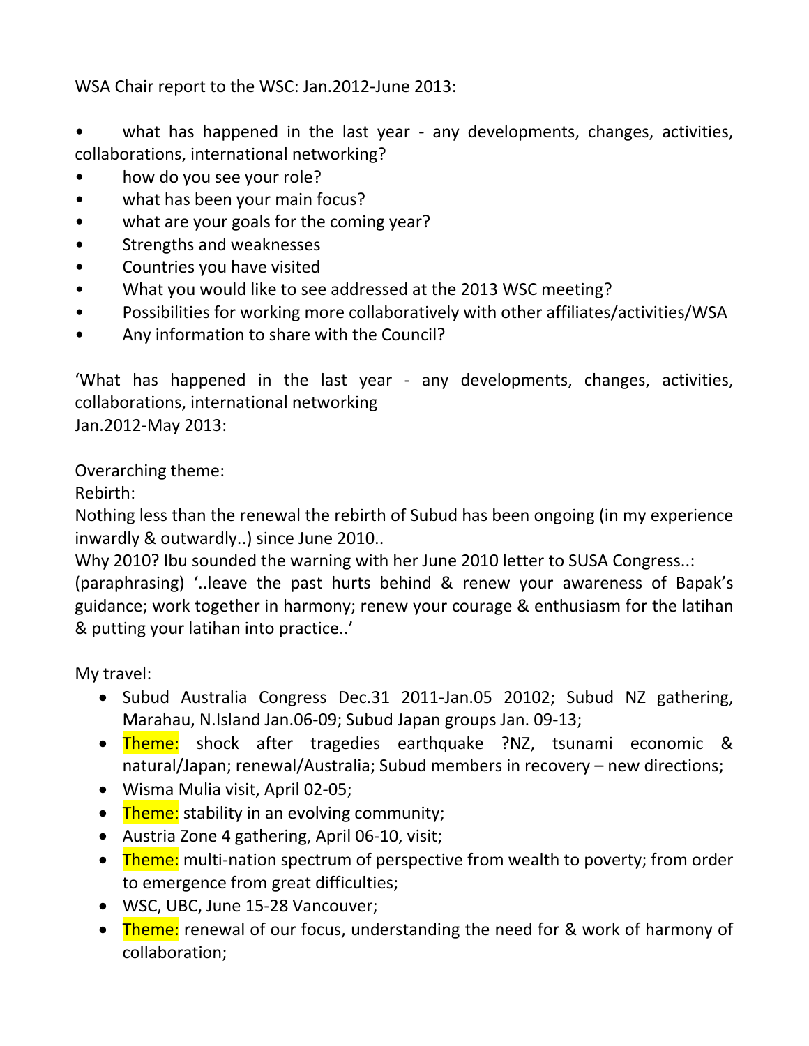WSA Chair report to the WSC: Jan.2012-June 2013:

- what has happened in the last year - any developments, changes, activities, collaborations, international networking?
- how do you see your role?
- what has been your main focus?
- what are your goals for the coming year?
- Strengths and weaknesses
- Countries you have visited
- What you would like to see addressed at the 2013 WSC meeting?
- Possibilities for working more collaboratively with other affiliates/activities/WSA
- Any information to share with the Council?

'What has happened in the last year - any developments, changes, activities, collaborations, international networking
Jan.2012-May 2013:

Overarching theme:
Rebirth:
Nothing less than the renewal the rebirth of Subud has been ongoing (in my experience inwardly & outwardly..) since June 2010..
Why 2010? Ibu sounded the warning with her June 2010 letter to SUSA Congress..: (paraphrasing) '..leave the past hurts behind & renew your awareness of Bapak's guidance; work together in harmony; renew your courage & enthusiasm for the latihan & putting your latihan into practice..'

My travel:

- Subud Australia Congress Dec.31 2011-Jan.05 20102; Subud NZ gathering, Marahau, N.Island Jan.06-09; Subud Japan groups Jan. 09-13;
- Theme: shock after tragedies earthquake ?NZ, tsunami economic & natural/Japan; renewal/Australia; Subud members in recovery – new directions;
- Wisma Mulia visit, April 02-05;
- Theme: stability in an evolving community;
- Austria Zone 4 gathering, April 06-10, visit;
- Theme: multi-nation spectrum of perspective from wealth to poverty; from order to emergence from great difficulties;
- WSC, UBC, June 15-28 Vancouver;
- Theme: renewal of our focus, understanding the need for & work of harmony of collaboration;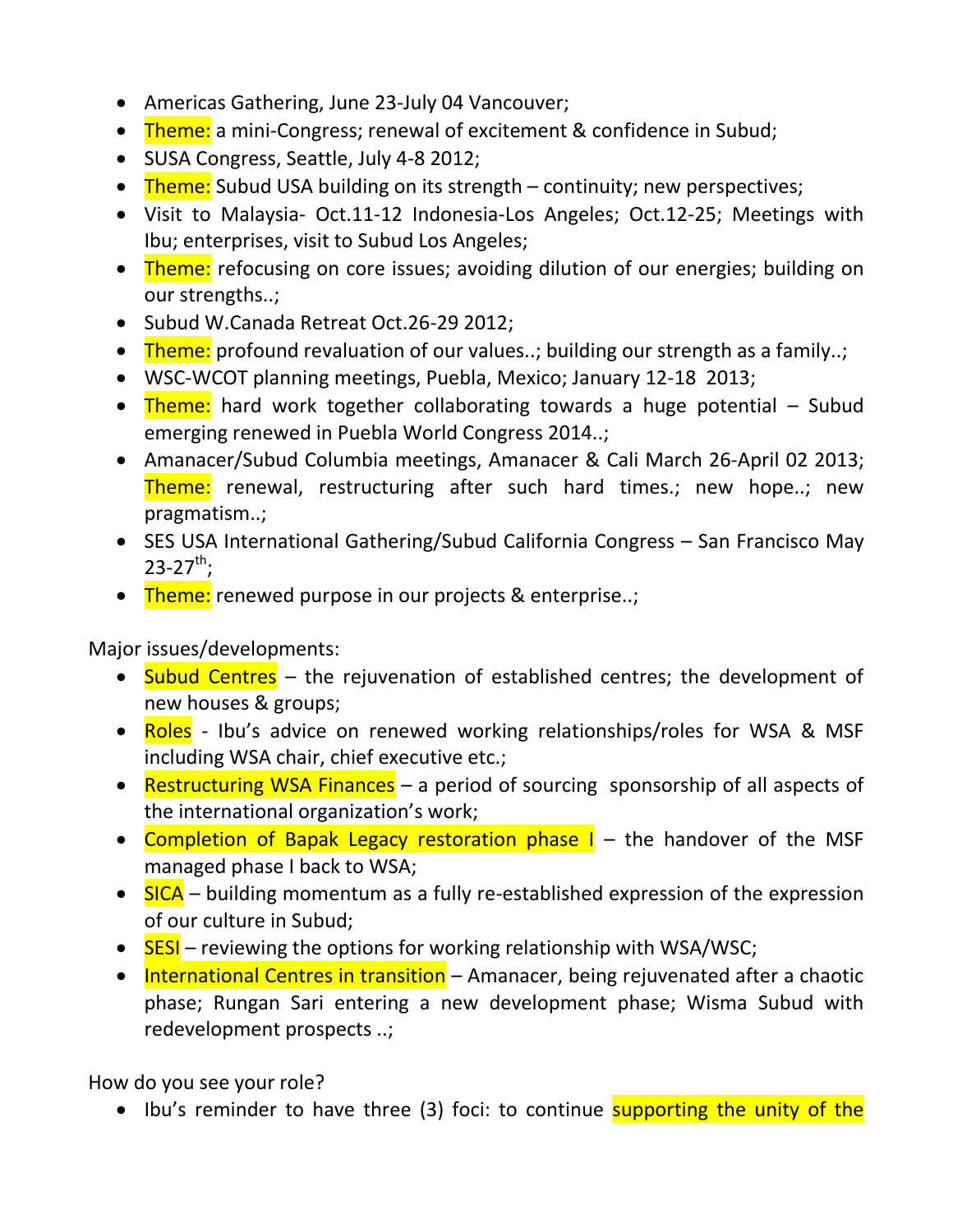- Americas Gathering, June 23-July 04 Vancouver;
- Theme: a mini-Congress; renewal of excitement & confidence in Subud;
- SUSA Congress, Seattle, July 4-8 2012;
- Theme: Subud USA building on its strength – continuity; new perspectives;
- Visit to Malaysia- Oct.11-12 Indonesia-Los Angeles; Oct.12-25; Meetings with Ibu; enterprises, visit to Subud Los Angeles;
- Theme: refocusing on core issues; avoiding dilution of our energies; building on our strengths..;
- Subud W.Canada Retreat Oct.26-29 2012;
- Theme: profound revaluation of our values..; building our strength as a family..;
- WSC-WCOT planning meetings, Puebla, Mexico; January 12-18 2013;
- Theme: hard work together collaborating towards a huge potential – Subud emerging renewed in Puebla World Congress 2014..;
- Amanacer/Subud Columbia meetings, Amanacer & Cali March 26-April 02 2013; Theme: renewal, restructuring after such hard times.; new hope..; new pragmatism..;
- SES USA International Gathering/Subud California Congress – San Francisco May 23-27th;
- Theme: renewed purpose in our projects & enterprise..;

Major issues/developments:

- Subud Centres – the rejuvenation of established centres; the development of new houses & groups;
- Roles - Ibu's advice on renewed working relationships/roles for WSA & MSF including WSA chair, chief executive etc.;
- Restructuring WSA Finances – a period of sourcing sponsorship of all aspects of the international organization's work;
- Completion of Bapak Legacy restoration phase I – the handover of the MSF managed phase I back to WSA;
- SICA – building momentum as a fully re-established expression of the expression of our culture in Subud;
- SESI – reviewing the options for working relationship with WSA/WSC;
- International Centres in transition – Amanacer, being rejuvenated after a chaotic phase; Rungan Sari entering a new development phase; Wisma Subud with redevelopment prospects ..;

How do you see your role?

- Ibu's reminder to have three (3) foci: to continue supporting the unity of the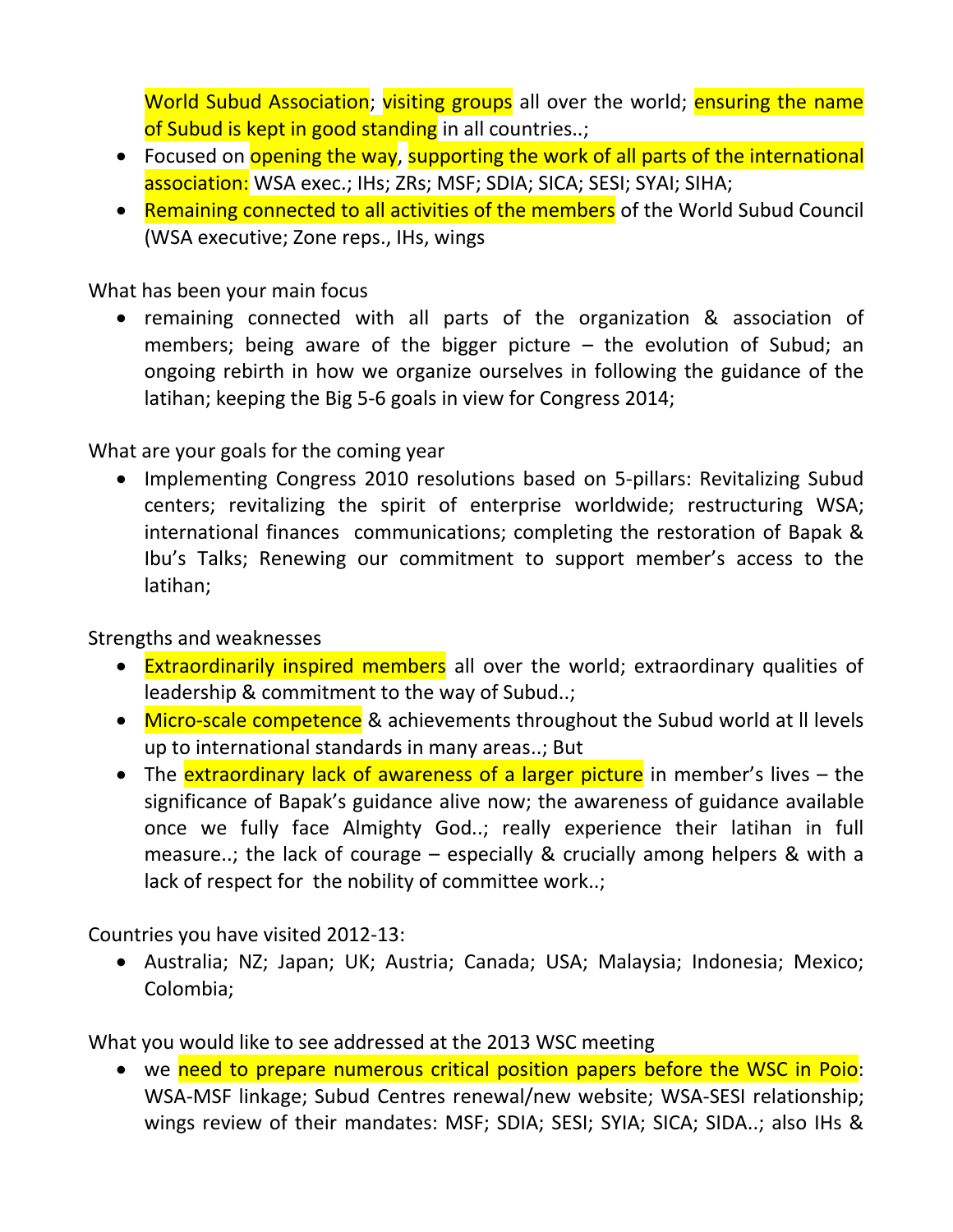World Subud Association; visiting groups all over the world; ensuring the name of Subud is kept in good standing in all countries..;

- Focused on opening the way, supporting the work of all parts of the international association: WSA exec.; IHs; ZRs; MSF; SDIA; SICA; SESI; SYAI; SIHA;
- Remaining connected to all activities of the members of the World Subud Council (WSA executive; Zone reps., IHs, wings

What has been your main focus

- remaining connected with all parts of the organization & association of members; being aware of the bigger picture – the evolution of Subud; an ongoing rebirth in how we organize ourselves in following the guidance of the latihan; keeping the Big 5-6 goals in view for Congress 2014;

What are your goals for the coming year

- Implementing Congress 2010 resolutions based on 5-pillars: Revitalizing Subud centers; revitalizing the spirit of enterprise worldwide; restructuring WSA; international finances communications; completing the restoration of Bapak & Ibu's Talks; Renewing our commitment to support member's access to the latihan;

Strengths and weaknesses

- Extraordinarily inspired members all over the world; extraordinary qualities of leadership & commitment to the way of Subud..;
- Micro-scale competence & achievements throughout the Subud world at ll levels up to international standards in many areas..; But
- The extraordinary lack of awareness of a larger picture in member's lives – the significance of Bapak's guidance alive now; the awareness of guidance available once we fully face Almighty God..; really experience their latihan in full measure..; the lack of courage – especially & crucially among helpers & with a lack of respect for the nobility of committee work..;

Countries you have visited 2012-13:

- Australia; NZ; Japan; UK; Austria; Canada; USA; Malaysia; Indonesia; Mexico; Colombia;

What you would like to see addressed at the 2013 WSC meeting

- we need to prepare numerous critical position papers before the WSC in Poio: WSA-MSF linkage; Subud Centres renewal/new website; WSA-SESI relationship; wings review of their mandates: MSF; SDIA; SESI; SYIA; SICA; SIDA..; also IHs &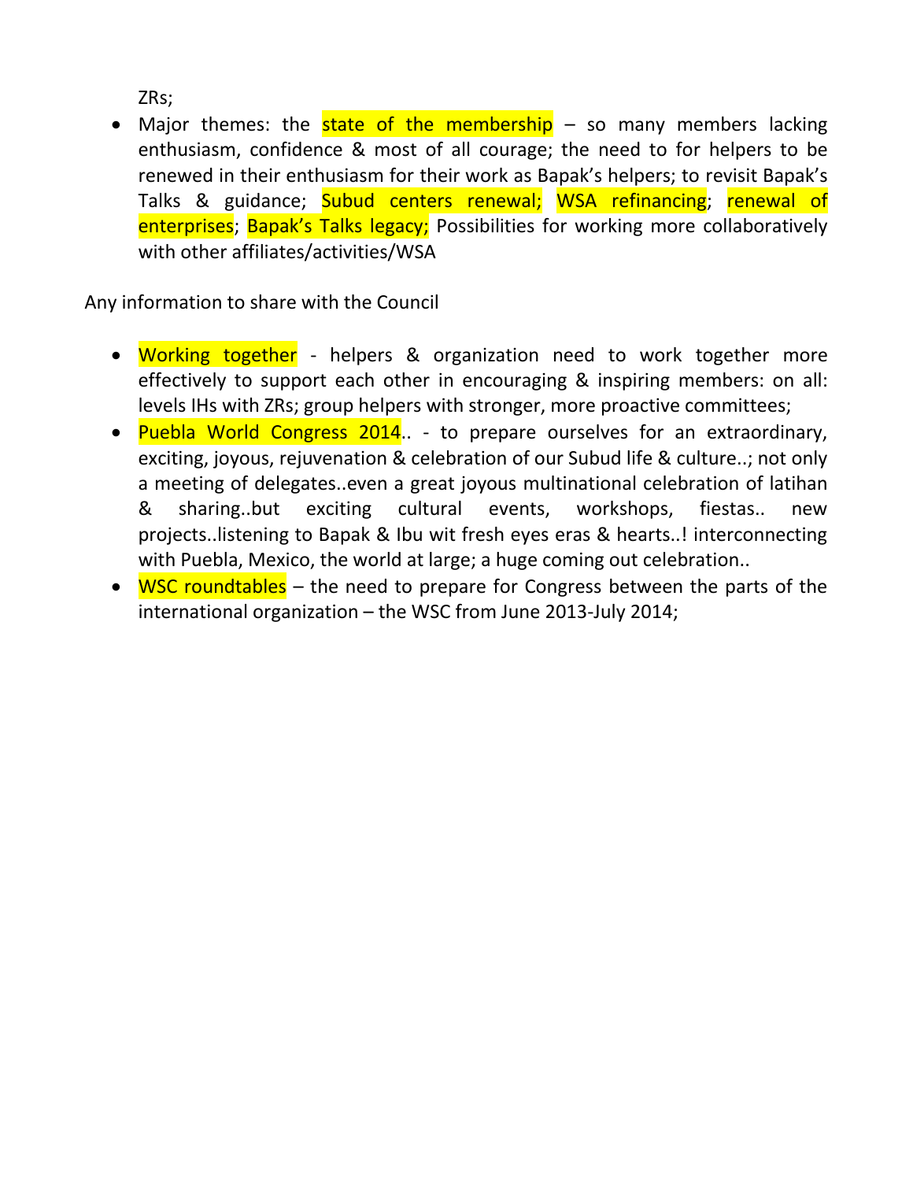ZRs;

- Major themes: the state of the membership – so many members lacking enthusiasm, confidence & most of all courage; the need to for helpers to be renewed in their enthusiasm for their work as Bapak's helpers; to revisit Bapak's Talks & guidance; Subud centers renewal; WSA refinancing; renewal of enterprises; Bapak's Talks legacy; Possibilities for working more collaboratively with other affiliates/activities/WSA

Any information to share with the Council

- Working together - helpers & organization need to work together more effectively to support each other in encouraging & inspiring members: on all: levels IHs with ZRs; group helpers with stronger, more proactive committees;
- Puebla World Congress 2014.. - to prepare ourselves for an extraordinary, exciting, joyous, rejuvenation & celebration of our Subud life & culture..; not only a meeting of delegates..even a great joyous multinational celebration of latihan & sharing..but exciting cultural events, workshops, fiestas.. new projects..listening to Bapak & Ibu wit fresh eyes eras & hearts..! interconnecting with Puebla, Mexico, the world at large; a huge coming out celebration..
- WSC roundtables – the need to prepare for Congress between the parts of the international organization – the WSC from June 2013-July 2014;